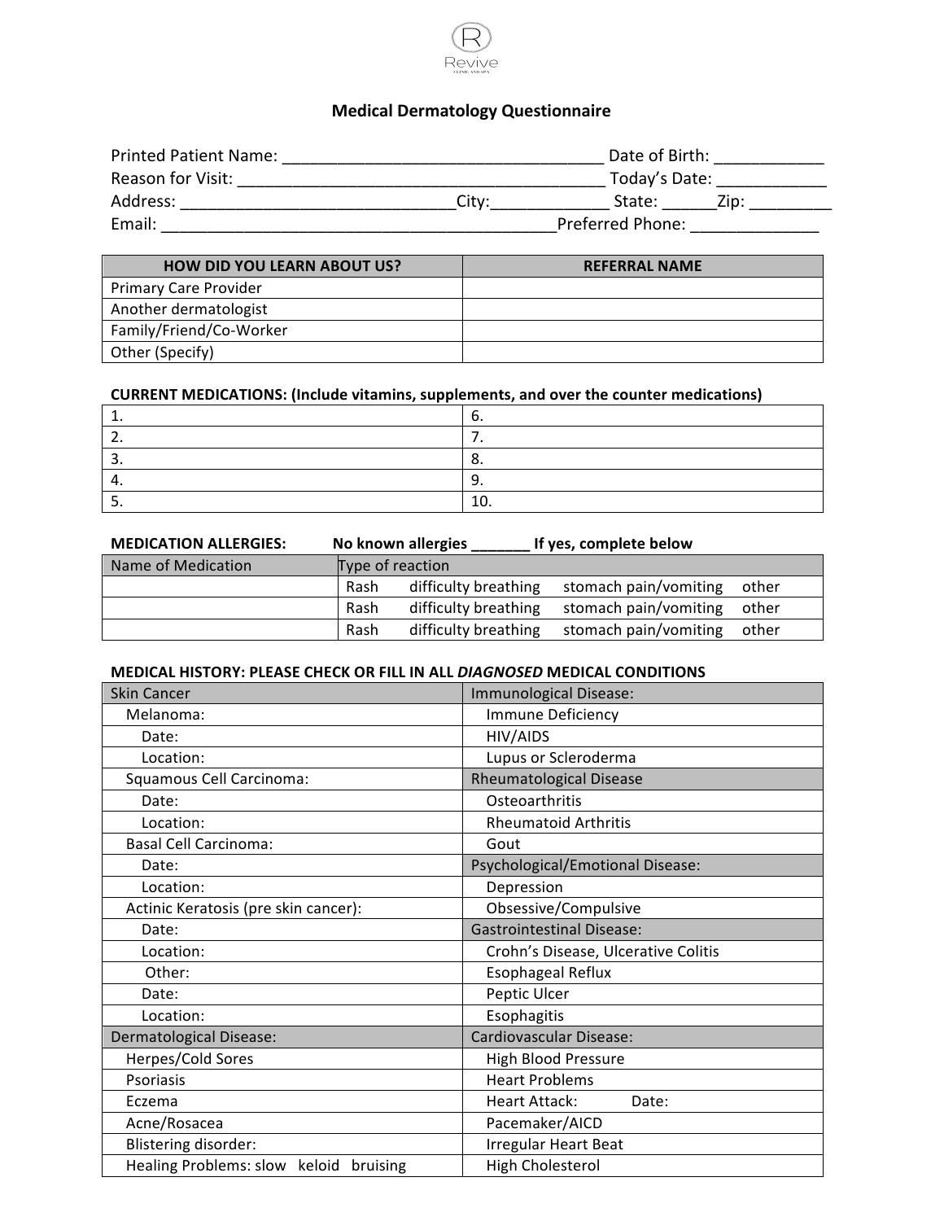Revive

# Medical Dermatology Questionnaire

Printed Patient Name: ___________________________________ Date of Birth: ____________
Reason for Visit: ______________________________________ Today's Date: ____________
Address: ______________________________City:_____________ State: ______Zip: _________
Email: ____________________________________________Preferred Phone: ______________

| HOW DID YOU LEARN ABOUT US? | REFERRAL NAME |
|---|---|
| Primary Care Provider | |
| Another dermatologist | |
| Family/Friend/Co-Worker | |
| Other (Specify) | |

**CURRENT MEDICATIONS: (Include vitamins, supplements, and over the counter medications)**

| | |
|---|---|
| 1. | 6. |
| 2. | 7. |
| 3. | 8. |
| 4. | 9. |
| 5. | 10. |

**MEDICATION ALLERGIES: No known allergies _______ If yes, complete below**

| Name of Medication | Type of reaction | | | |
|---|---|---|---|---|
| | Rash | difficulty breathing | stomach pain/vomiting | other |
| | Rash | difficulty breathing | stomach pain/vomiting | other |
| | Rash | difficulty breathing | stomach pain/vomiting | other |

**MEDICAL HISTORY: PLEASE CHECK OR FILL IN ALL *DIAGNOSED* MEDICAL CONDITIONS**

| Skin Cancer | Immunological Disease: |
|---|---|
| Melanoma: | Immune Deficiency |
| Date: | HIV/AIDS |
| Location: | Lupus or Scleroderma |
| Squamous Cell Carcinoma: | Rheumatological Disease |
| Date: | Osteoarthritis |
| Location: | Rheumatoid Arthritis |
| Basal Cell Carcinoma: | Gout |
| Date: | Psychological/Emotional Disease: |
| Location: | Depression |
| Actinic Keratosis (pre skin cancer): | Obsessive/Compulsive |
| Date: | Gastrointestinal Disease: |
| Location: | Crohn's Disease, Ulcerative Colitis |
| Other: | Esophageal Reflux |
| Date: | Peptic Ulcer |
| Location: | Esophagitis |
| Dermatological Disease: | Cardiovascular Disease: |
| Herpes/Cold Sores | High Blood Pressure |
| Psoriasis | Heart Problems |
| Eczema | Heart Attack: Date: |
| Acne/Rosacea | Pacemaker/AICD |
| Blistering disorder: | Irregular Heart Beat |
| Healing Problems: slow keloid bruising | High Cholesterol |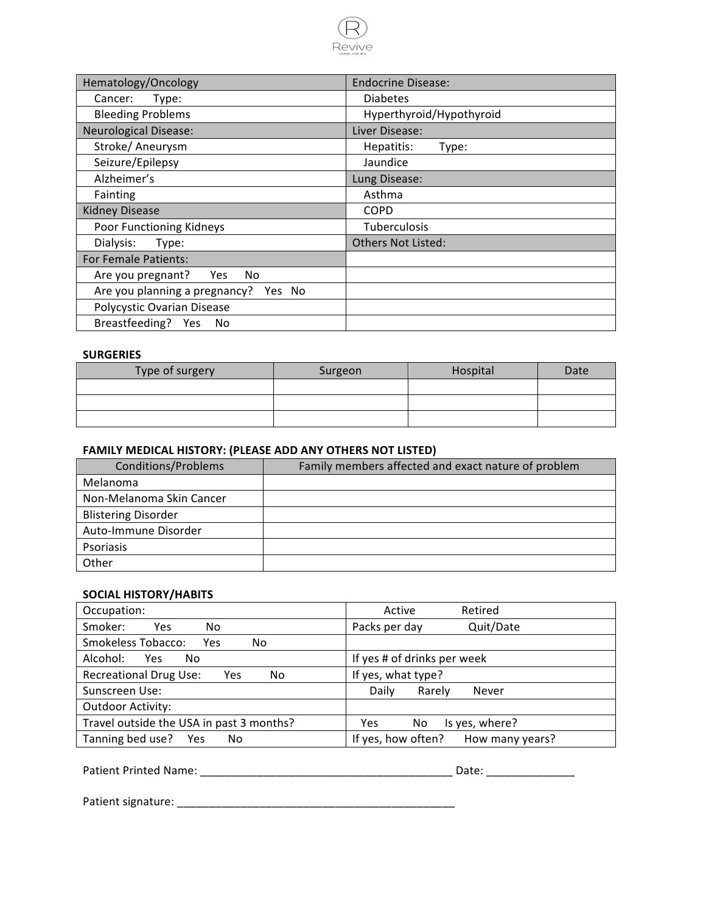| | |
|---|---|
| **Hematology/Oncology** | **Endocrine Disease:** |
| Cancer: Type: | Diabetes |
| Bleeding Problems | Hyperthyroid/Hypothyroid |
| **Neurological Disease:** | **Liver Disease:** |
| Stroke/ Aneurysm | Hepatitis: Type: |
| Seizure/Epilepsy | Jaundice |
| Alzheimer's | **Lung Disease:** |
| Fainting | Asthma |
| **Kidney Disease** | COPD |
| Poor Functioning Kidneys | Tuberculosis |
| Dialysis: Type: | **Others Not Listed:** |
| **For Female Patients:** | |
| Are you pregnant? Yes No | |
| Are you planning a pregnancy? Yes No | |
| Polycystic Ovarian Disease | |
| Breastfeeding? Yes No | |

**SURGERIES**

| Type of surgery | Surgeon | Hospital | Date |
|---|---|---|---|
| | | | |
| | | | |
| | | | |

**FAMILY MEDICAL HISTORY: (PLEASE ADD ANY OTHERS NOT LISTED)**

| Conditions/Problems | Family members affected and exact nature of problem |
|---|---|
| Melanoma | |
| Non-Melanoma Skin Cancer | |
| Blistering Disorder | |
| Auto-Immune Disorder | |
| Psoriasis | |
| Other | |

**SOCIAL HISTORY/HABITS**

| | |
|---|---|
| Occupation: | Active Retired |
| Smoker: Yes No | Packs per day Quit/Date |
| Smokeless Tobacco: Yes No | |
| Alcohol: Yes No | If yes # of drinks per week |
| Recreational Drug Use: Yes No | If yes, what type? |
| Sunscreen Use: | Daily Rarely Never |
| Outdoor Activity: | |
| Travel outside the USA in past 3 months? | Yes No Is yes, where? |
| Tanning bed use? Yes No | If yes, how often? How many years? |

Patient Printed Name: ________________________________________ Date: ______________

Patient signature: ____________________________________________